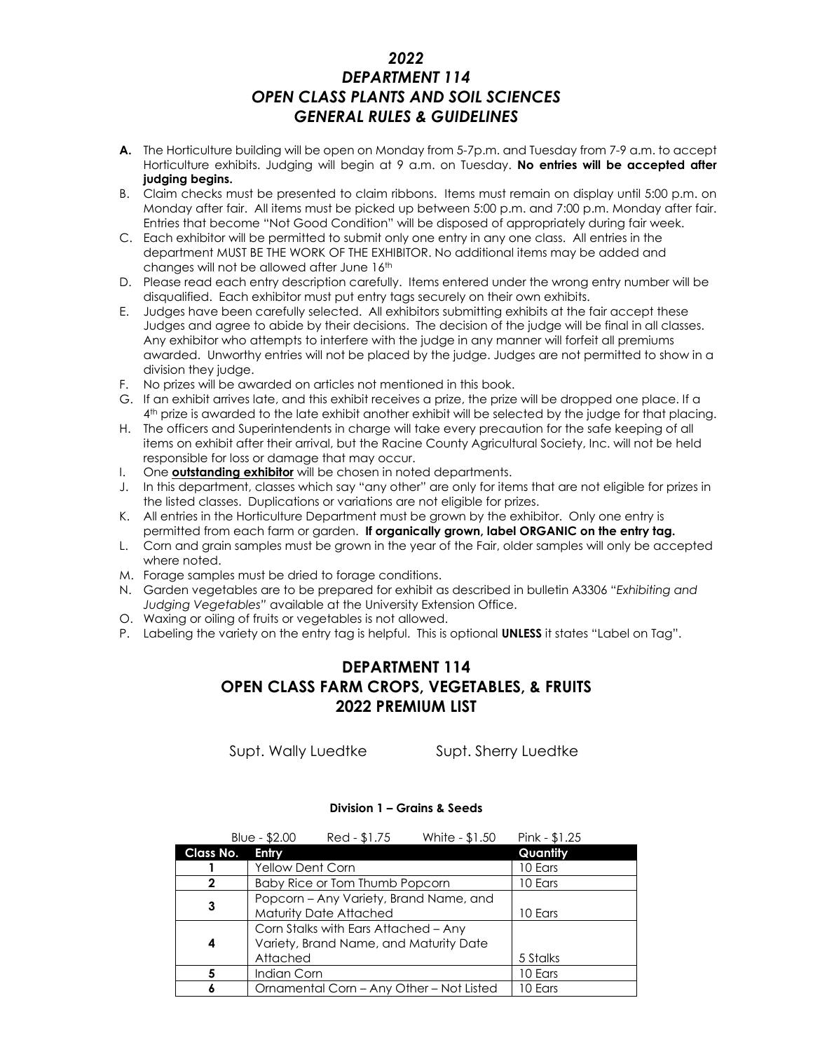# *2022*
# *DEPARTMENT 114*
# *OPEN CLASS PLANTS AND SOIL SCIENCES*
# *GENERAL RULES & GUIDELINES*

- **A.** The Horticulture building will be open on Monday from 5-7p.m. and Tuesday from 7-9 a.m. to accept Horticulture exhibits. Judging will begin at 9 a.m. on Tuesday. **No entries will be accepted after judging begins.**
- B. Claim checks must be presented to claim ribbons. Items must remain on display until 5:00 p.m. on Monday after fair. All items must be picked up between 5:00 p.m. and 7:00 p.m. Monday after fair. Entries that become "Not Good Condition" will be disposed of appropriately during fair week.
- C. Each exhibitor will be permitted to submit only one entry in any one class. All entries in the department MUST BE THE WORK OF THE EXHIBITOR. No additional items may be added and changes will not be allowed after June 16th
- D. Please read each entry description carefully. Items entered under the wrong entry number will be disqualified. Each exhibitor must put entry tags securely on their own exhibits.
- E. Judges have been carefully selected. All exhibitors submitting exhibits at the fair accept these Judges and agree to abide by their decisions. The decision of the judge will be final in all classes. Any exhibitor who attempts to interfere with the judge in any manner will forfeit all premiums awarded. Unworthy entries will not be placed by the judge. Judges are not permitted to show in a division they judge.
- F. No prizes will be awarded on articles not mentioned in this book.
- G. If an exhibit arrives late, and this exhibit receives a prize, the prize will be dropped one place. If a 4th prize is awarded to the late exhibit another exhibit will be selected by the judge for that placing.
- H. The officers and Superintendents in charge will take every precaution for the safe keeping of all items on exhibit after their arrival, but the Racine County Agricultural Society, Inc. will not be held responsible for loss or damage that may occur.
- I. One **outstanding exhibitor** will be chosen in noted departments.
- J. In this department, classes which say "any other" are only for items that are not eligible for prizes in the listed classes. Duplications or variations are not eligible for prizes.
- K. All entries in the Horticulture Department must be grown by the exhibitor. Only one entry is permitted from each farm or garden. **If organically grown, label ORGANIC on the entry tag.**
- L. Corn and grain samples must be grown in the year of the Fair, older samples will only be accepted where noted.
- M. Forage samples must be dried to forage conditions.
- N. Garden vegetables are to be prepared for exhibit as described in bulletin A3306 "*Exhibiting and Judging Vegetables"* available at the University Extension Office.
- O. Waxing or oiling of fruits or vegetables is not allowed.
- P. Labeling the variety on the entry tag is helpful. This is optional **UNLESS** it states "Label on Tag".

## DEPARTMENT 114
## OPEN CLASS FARM CROPS, VEGETABLES, & FRUITS
## 2022 PREMIUM LIST

Supt. Wally Luedtke　　　Supt. Sherry Luedtke

### Division 1 – Grains & Seeds

Blue - $2.00　Red - $1.75　White - $1.50　Pink - $1.25

| Class No. | Entry | Quantity |
|---|---|---|
| 1 | Yellow Dent Corn | 10 Ears |
| 2 | Baby Rice or Tom Thumb Popcorn | 10 Ears |
| 3 | Popcorn – Any Variety, Brand Name, and Maturity Date Attached | 10 Ears |
| 4 | Corn Stalks with Ears Attached – Any Variety, Brand Name, and Maturity Date Attached | 5 Stalks |
| 5 | Indian Corn | 10 Ears |
| 6 | Ornamental Corn – Any Other – Not Listed | 10 Ears |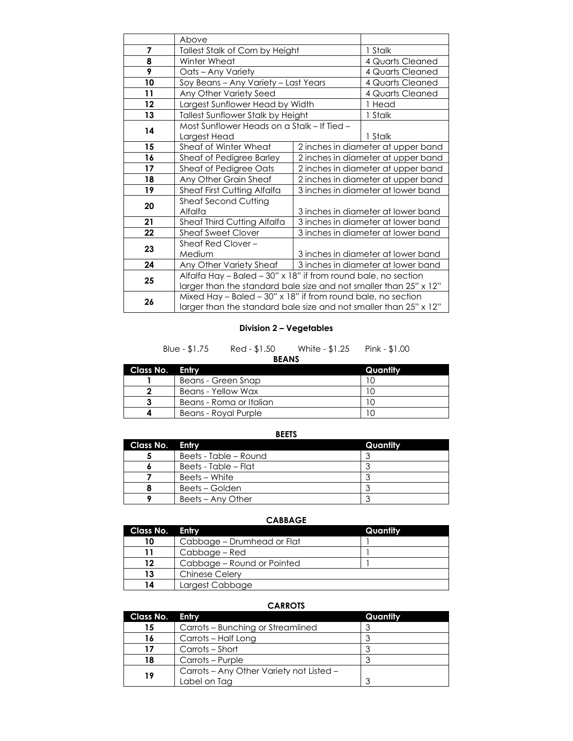| | | |
|---|---|---|
| | Above | |
| **7** | Tallest Stalk of Corn by Height | 1 Stalk |
| **8** | Winter Wheat | 4 Quarts Cleaned |
| **9** | Oats – Any Variety | 4 Quarts Cleaned |
| **10** | Soy Beans – Any Variety – Last Years | 4 Quarts Cleaned |
| **11** | Any Other Variety Seed | 4 Quarts Cleaned |
| **12** | Largest Sunflower Head by Width | 1 Head |
| **13** | Tallest Sunflower Stalk by Height | 1 Stalk |
| **14** | Most Sunflower Heads on a Stalk – If Tied – Largest Head | 1 Stalk |
| **15** | Sheaf of Winter Wheat | 2 inches in diameter at upper band |
| **16** | Sheaf of Pedigree Barley | 2 inches in diameter at upper band |
| **17** | Sheaf of Pedigree Oats | 2 inches in diameter at upper band |
| **18** | Any Other Grain Sheaf | 2 inches in diameter at upper band |
| **19** | Sheaf First Cutting Alfalfa | 3 inches in diameter at lower band |
| **20** | Sheaf Second Cutting Alfalfa | 3 inches in diameter at lower band |
| **21** | Sheaf Third Cutting Alfalfa | 3 inches in diameter at lower band |
| **22** | Sheaf Sweet Clover | 3 inches in diameter at lower band |
| **23** | Sheaf Red Clover – Medium | 3 inches in diameter at lower band |
| **24** | Any Other Variety Sheaf | 3 inches in diameter at lower band |
| **25** | Alfalfa Hay – Baled – 30" x 18" if from round bale, no section larger than the standard bale size and not smaller than 25" x 12" | |
| **26** | Mixed Hay – Baled – 30" x 18" if from round bale, no section larger than the standard bale size and not smaller than 25" x 12" | |

## Division 2 – Vegetables

Blue - $1.75 Red - $1.50 White - $1.25 Pink - $1.00

**BEANS**

| Class No. | Entry | Quantity |
|---|---|---|
| **1** | Beans - Green Snap | 10 |
| **2** | Beans - Yellow Wax | 10 |
| **3** | Beans - Roma or Italian | 10 |
| **4** | Beans - Royal Purple | 10 |

**BEETS**

| Class No. | Entry | Quantity |
|---|---|---|
| **5** | Beets - Table – Round | 3 |
| **6** | Beets - Table – Flat | 3 |
| **7** | Beets – White | 3 |
| **8** | Beets – Golden | 3 |
| **9** | Beets – Any Other | 3 |

**CABBAGE**

| Class No. | Entry | Quantity |
|---|---|---|
| **10** | Cabbage – Drumhead or Flat | 1 |
| **11** | Cabbage – Red | 1 |
| **12** | Cabbage – Round or Pointed | 1 |
| **13** | Chinese Celery | |
| **14** | Largest Cabbage | |

**CARROTS**

| Class No. | Entry | Quantity |
|---|---|---|
| **15** | Carrots – Bunching or Streamlined | 3 |
| **16** | Carrots – Half Long | 3 |
| **17** | Carrots – Short | 3 |
| **18** | Carrots – Purple | 3 |
| **19** | Carrots – Any Other Variety not Listed – Label on Tag | 3 |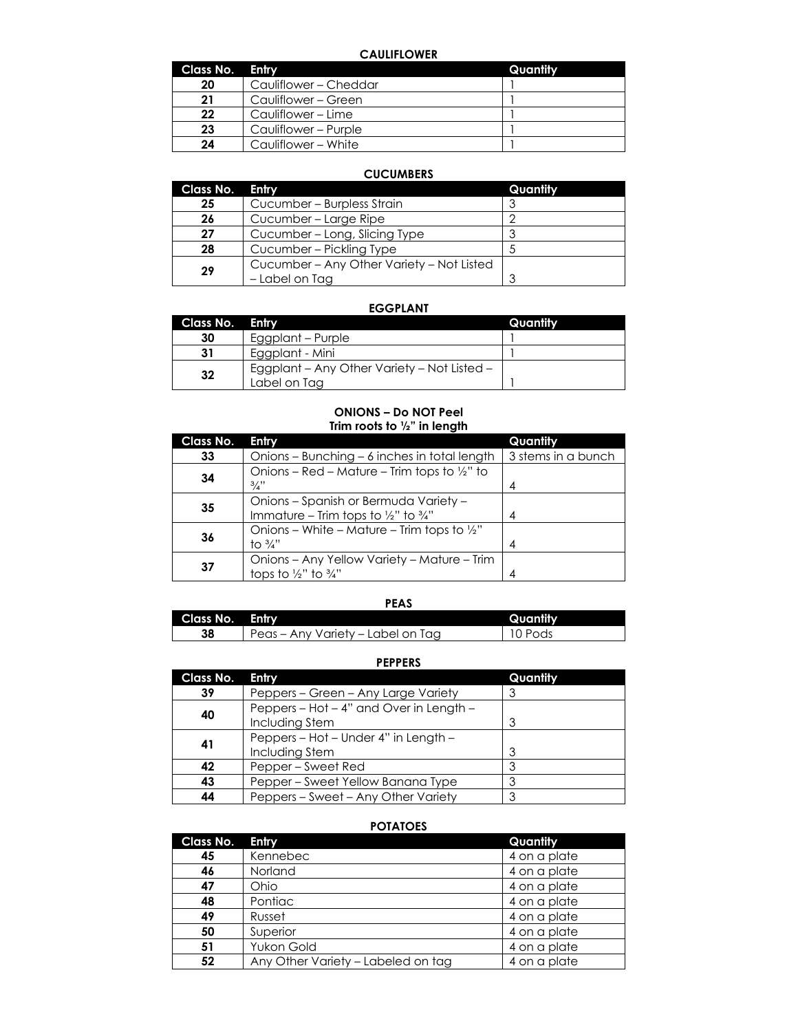## CAULIFLOWER

| Class No. | Entry | Quantity |
|---|---|---|
| 20 | Cauliflower – Cheddar | 1 |
| 21 | Cauliflower – Green | 1 |
| 22 | Cauliflower – Lime | 1 |
| 23 | Cauliflower – Purple | 1 |
| 24 | Cauliflower – White | 1 |

## CUCUMBERS

| Class No. | Entry | Quantity |
|---|---|---|
| 25 | Cucumber – Burpless Strain | 3 |
| 26 | Cucumber – Large Ripe | 2 |
| 27 | Cucumber – Long, Slicing Type | 3 |
| 28 | Cucumber – Pickling Type | 5 |
| 29 | Cucumber – Any Other Variety – Not Listed – Label on Tag | 3 |

## EGGPLANT

| Class No. | Entry | Quantity |
|---|---|---|
| 30 | Eggplant – Purple | 1 |
| 31 | Eggplant - Mini | 1 |
| 32 | Eggplant – Any Other Variety – Not Listed – Label on Tag | 1 |

## ONIONS – Do NOT Peel
### Trim roots to ½" in length

| Class No. | Entry | Quantity |
|---|---|---|
| 33 | Onions – Bunching – 6 inches in total length | 3 stems in a bunch |
| 34 | Onions – Red – Mature – Trim tops to ½" to ¾" | 4 |
| 35 | Onions – Spanish or Bermuda Variety – Immature – Trim tops to ½" to ¾" | 4 |
| 36 | Onions – White – Mature – Trim tops to ½" to ¾" | 4 |
| 37 | Onions – Any Yellow Variety – Mature – Trim tops to ½" to ¾" | 4 |

## PEAS

| Class No. | Entry | Quantity |
|---|---|---|
| 38 | Peas – Any Variety – Label on Tag | 10 Pods |

## PEPPERS

| Class No. | Entry | Quantity |
|---|---|---|
| 39 | Peppers – Green – Any Large Variety | 3 |
| 40 | Peppers – Hot – 4" and Over in Length – Including Stem | 3 |
| 41 | Peppers – Hot – Under 4" in Length – Including Stem | 3 |
| 42 | Pepper – Sweet Red | 3 |
| 43 | Pepper – Sweet Yellow Banana Type | 3 |
| 44 | Peppers – Sweet – Any Other Variety | 3 |

## POTATOES

| Class No. | Entry | Quantity |
|---|---|---|
| 45 | Kennebec | 4 on a plate |
| 46 | Norland | 4 on a plate |
| 47 | Ohio | 4 on a plate |
| 48 | Pontiac | 4 on a plate |
| 49 | Russet | 4 on a plate |
| 50 | Superior | 4 on a plate |
| 51 | Yukon Gold | 4 on a plate |
| 52 | Any Other Variety – Labeled on tag | 4 on a plate |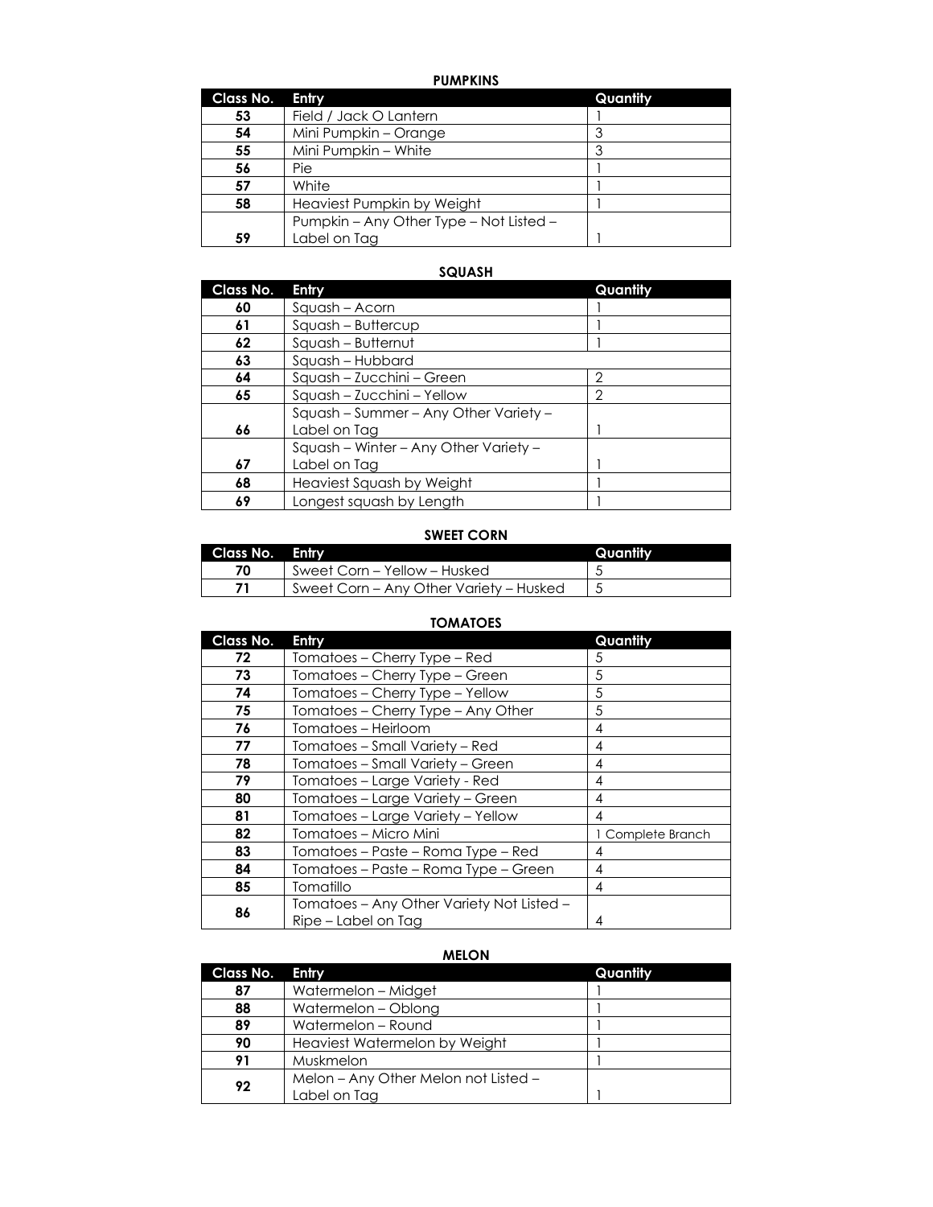**PUMPKINS**

| Class No. | Entry | Quantity |
|---|---|---|
| 53 | Field / Jack O Lantern | 1 |
| 54 | Mini Pumpkin – Orange | 3 |
| 55 | Mini Pumpkin – White | 3 |
| 56 | Pie | 1 |
| 57 | White | 1 |
| 58 | Heaviest Pumpkin by Weight | 1 |
| 59 | Pumpkin – Any Other Type – Not Listed – Label on Tag | 1 |

**SQUASH**

| Class No. | Entry | Quantity |
|---|---|---|
| 60 | Squash – Acorn | 1 |
| 61 | Squash – Buttercup | 1 |
| 62 | Squash – Butternut | 1 |
| 63 | Squash – Hubbard | |
| 64 | Squash – Zucchini – Green | 2 |
| 65 | Squash – Zucchini – Yellow | 2 |
| 66 | Squash – Summer – Any Other Variety – Label on Tag | 1 |
| 67 | Squash – Winter – Any Other Variety – Label on Tag | 1 |
| 68 | Heaviest Squash by Weight | 1 |
| 69 | Longest squash by Length | 1 |

**SWEET CORN**

| Class No. | Entry | Quantity |
|---|---|---|
| 70 | Sweet Corn – Yellow – Husked | 5 |
| 71 | Sweet Corn – Any Other Variety – Husked | 5 |

**TOMATOES**

| Class No. | Entry | Quantity |
|---|---|---|
| 72 | Tomatoes – Cherry Type – Red | 5 |
| 73 | Tomatoes – Cherry Type – Green | 5 |
| 74 | Tomatoes – Cherry Type – Yellow | 5 |
| 75 | Tomatoes – Cherry Type – Any Other | 5 |
| 76 | Tomatoes – Heirloom | 4 |
| 77 | Tomatoes – Small Variety – Red | 4 |
| 78 | Tomatoes – Small Variety – Green | 4 |
| 79 | Tomatoes – Large Variety - Red | 4 |
| 80 | Tomatoes – Large Variety – Green | 4 |
| 81 | Tomatoes – Large Variety – Yellow | 4 |
| 82 | Tomatoes – Micro Mini | 1 Complete Branch |
| 83 | Tomatoes – Paste – Roma Type – Red | 4 |
| 84 | Tomatoes – Paste – Roma Type – Green | 4 |
| 85 | Tomatillo | 4 |
| 86 | Tomatoes – Any Other Variety Not Listed – Ripe – Label on Tag | 4 |

**MELON**

| Class No. | Entry | Quantity |
|---|---|---|
| 87 | Watermelon – Midget | 1 |
| 88 | Watermelon – Oblong | 1 |
| 89 | Watermelon – Round | 1 |
| 90 | Heaviest Watermelon by Weight | 1 |
| 91 | Muskmelon | 1 |
| 92 | Melon – Any Other Melon not Listed – Label on Tag | 1 |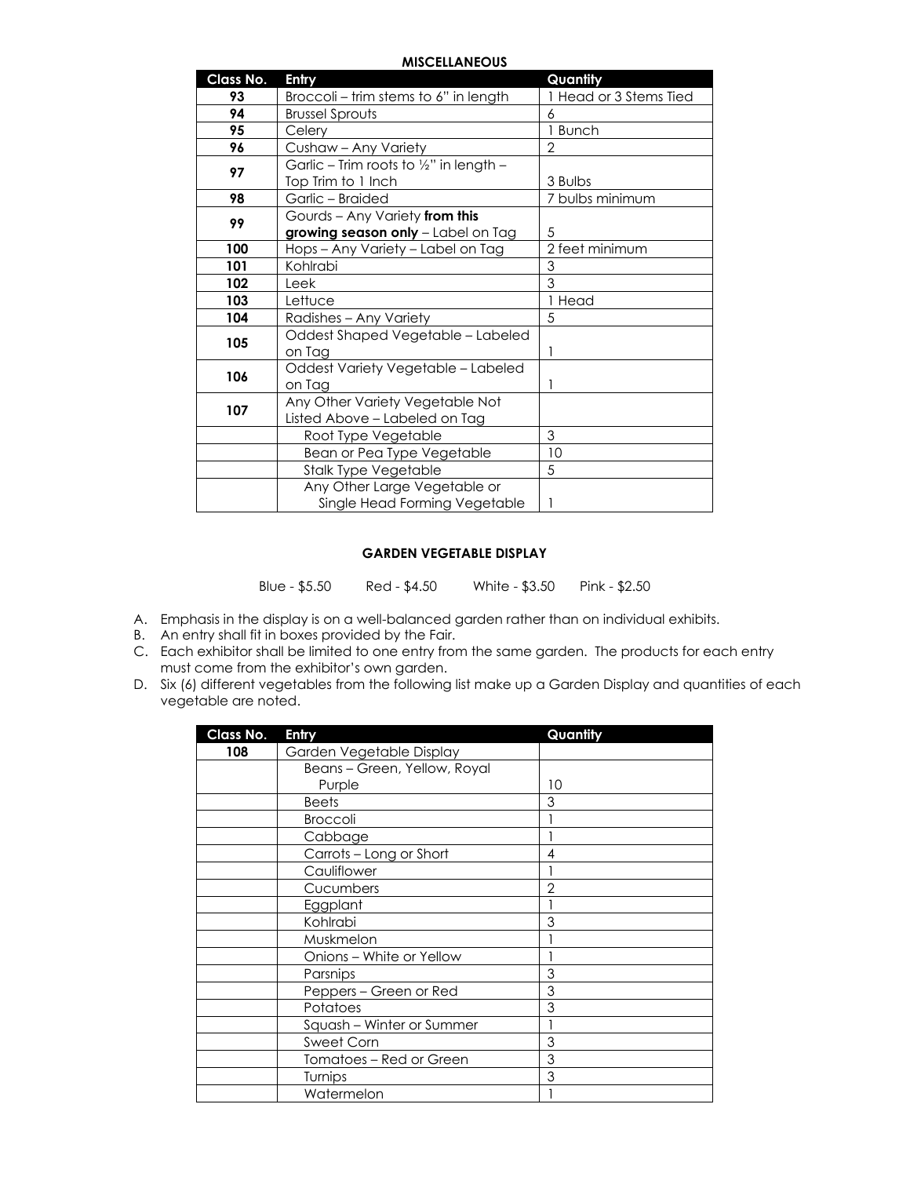## MISCELLANEOUS

| Class No. | Entry | Quantity |
|---|---|---|
| 93 | Broccoli – trim stems to 6" in length | 1 Head or 3 Stems Tied |
| 94 | Brussel Sprouts | 6 |
| 95 | Celery | 1 Bunch |
| 96 | Cushaw – Any Variety | 2 |
| 97 | Garlic – Trim roots to ½" in length – Top Trim to 1 Inch | 3 Bulbs |
| 98 | Garlic – Braided | 7 bulbs minimum |
| 99 | Gourds – Any Variety **from this growing season only** – Label on Tag | 5 |
| 100 | Hops – Any Variety – Label on Tag | 2 feet minimum |
| 101 | Kohlrabi | 3 |
| 102 | Leek | 3 |
| 103 | Lettuce | 1 Head |
| 104 | Radishes – Any Variety | 5 |
| 105 | Oddest Shaped Vegetable – Labeled on Tag | 1 |
| 106 | Oddest Variety Vegetable – Labeled on Tag | 1 |
| 107 | Any Other Variety Vegetable Not Listed Above – Labeled on Tag | |
| | Root Type Vegetable | 3 |
| | Bean or Pea Type Vegetable | 10 |
| | Stalk Type Vegetable | 5 |
| | Any Other Large Vegetable or Single Head Forming Vegetable | 1 |

## GARDEN VEGETABLE DISPLAY

Blue - $5.50 Red - $4.50 White - $3.50 Pink - $2.50

A. Emphasis in the display is on a well-balanced garden rather than on individual exhibits.
B. An entry shall fit in boxes provided by the Fair.
C. Each exhibitor shall be limited to one entry from the same garden. The products for each entry must come from the exhibitor's own garden.
D. Six (6) different vegetables from the following list make up a Garden Display and quantities of each vegetable are noted.

| Class No. | Entry | Quantity |
|---|---|---|
| 108 | Garden Vegetable Display | |
| | Beans – Green, Yellow, Royal Purple | 10 |
| | Beets | 3 |
| | Broccoli | 1 |
| | Cabbage | 1 |
| | Carrots – Long or Short | 4 |
| | Cauliflower | 1 |
| | Cucumbers | 2 |
| | Eggplant | 1 |
| | Kohlrabi | 3 |
| | Muskmelon | 1 |
| | Onions – White or Yellow | 1 |
| | Parsnips | 3 |
| | Peppers – Green or Red | 3 |
| | Potatoes | 3 |
| | Squash – Winter or Summer | 1 |
| | Sweet Corn | 3 |
| | Tomatoes – Red or Green | 3 |
| | Turnips | 3 |
| | Watermelon | 1 |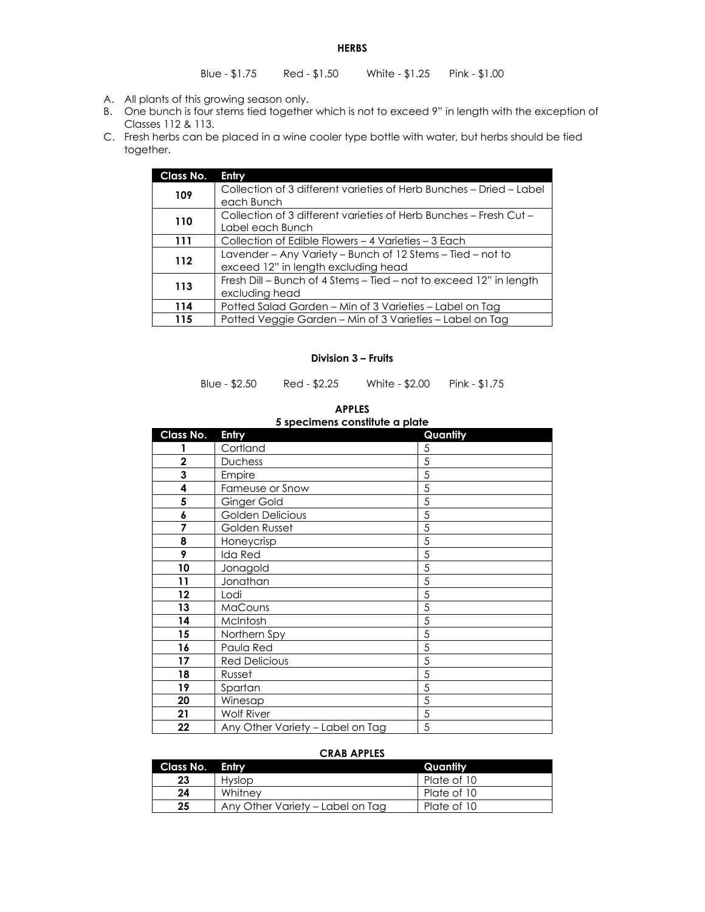## HERBS

Blue - $1.75 Red - $1.50 White - $1.25 Pink - $1.00

A. All plants of this growing season only.
B. One bunch is four stems tied together which is not to exceed 9" in length with the exception of Classes 112 & 113.
C. Fresh herbs can be placed in a wine cooler type bottle with water, but herbs should be tied together.

| Class No. | Entry |
|---|---|
| 109 | Collection of 3 different varieties of Herb Bunches – Dried – Label each Bunch |
| 110 | Collection of 3 different varieties of Herb Bunches – Fresh Cut – Label each Bunch |
| 111 | Collection of Edible Flowers – 4 Varieties – 3 Each |
| 112 | Lavender – Any Variety – Bunch of 12 Stems – Tied – not to exceed 12" in length excluding head |
| 113 | Fresh Dill – Bunch of 4 Stems – Tied – not to exceed 12" in length excluding head |
| 114 | Potted Salad Garden – Min of 3 Varieties – Label on Tag |
| 115 | Potted Veggie Garden – Min of 3 Varieties – Label on Tag |

## Division 3 – Fruits

Blue - $2.50 Red - $2.25 White - $2.00 Pink - $1.75

### APPLES

**5 specimens constitute a plate**

| Class No. | Entry | Quantity |
|---|---|---|
| 1 | Cortland | 5 |
| 2 | Duchess | 5 |
| 3 | Empire | 5 |
| 4 | Fameuse or Snow | 5 |
| 5 | Ginger Gold | 5 |
| 6 | Golden Delicious | 5 |
| 7 | Golden Russet | 5 |
| 8 | Honeycrisp | 5 |
| 9 | Ida Red | 5 |
| 10 | Jonagold | 5 |
| 11 | Jonathan | 5 |
| 12 | Lodi | 5 |
| 13 | MaCouns | 5 |
| 14 | McIntosh | 5 |
| 15 | Northern Spy | 5 |
| 16 | Paula Red | 5 |
| 17 | Red Delicious | 5 |
| 18 | Russet | 5 |
| 19 | Spartan | 5 |
| 20 | Winesap | 5 |
| 21 | Wolf River | 5 |
| 22 | Any Other Variety – Label on Tag | 5 |

### CRAB APPLES

| Class No. | Entry | Quantity |
|---|---|---|
| 23 | Hyslop | Plate of 10 |
| 24 | Whitney | Plate of 10 |
| 25 | Any Other Variety – Label on Tag | Plate of 10 |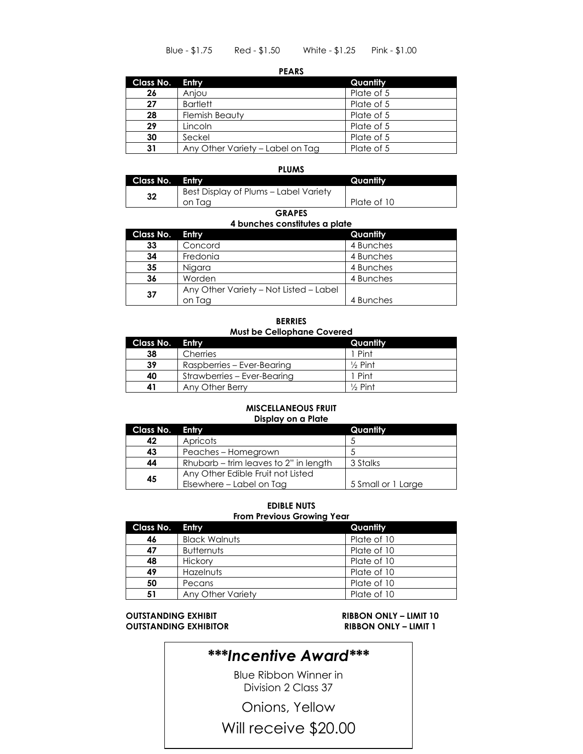Blue - $1.75 Red - $1.50 White - $1.25 Pink - $1.00

### PEARS

| Class No. | Entry | Quantity |
|---|---|---|
| 26 | Anjou | Plate of 5 |
| 27 | Bartlett | Plate of 5 |
| 28 | Flemish Beauty | Plate of 5 |
| 29 | Lincoln | Plate of 5 |
| 30 | Seckel | Plate of 5 |
| 31 | Any Other Variety – Label on Tag | Plate of 5 |

### PLUMS

| Class No. | Entry | Quantity |
|---|---|---|
| 32 | Best Display of Plums – Label Variety on Tag | Plate of 10 |

### GRAPES

**4 bunches constitutes a plate**

| Class No. | Entry | Quantity |
|---|---|---|
| 33 | Concord | 4 Bunches |
| 34 | Fredonia | 4 Bunches |
| 35 | Nigara | 4 Bunches |
| 36 | Worden | 4 Bunches |
| 37 | Any Other Variety – Not Listed – Label on Tag | 4 Bunches |

### BERRIES

**Must be Cellophane Covered**

| Class No. | Entry | Quantity |
|---|---|---|
| 38 | Cherries | 1 Pint |
| 39 | Raspberries – Ever-Bearing | ½ Pint |
| 40 | Strawberries – Ever-Bearing | 1 Pint |
| 41 | Any Other Berry | ½ Pint |

### MISCELLANEOUS FRUIT

**Display on a Plate**

| Class No. | Entry | Quantity |
|---|---|---|
| 42 | Apricots | 5 |
| 43 | Peaches – Homegrown | 5 |
| 44 | Rhubarb – trim leaves to 2" in length | 3 Stalks |
| 45 | Any Other Edible Fruit not Listed Elsewhere – Label on Tag | 5 Small or 1 Large |

### EDIBLE NUTS

**From Previous Growing Year**

| Class No. | Entry | Quantity |
|---|---|---|
| 46 | Black Walnuts | Plate of 10 |
| 47 | Butternuts | Plate of 10 |
| 48 | Hickory | Plate of 10 |
| 49 | Hazelnuts | Plate of 10 |
| 50 | Pecans | Plate of 10 |
| 51 | Any Other Variety | Plate of 10 |

**OUTSTANDING EXHIBIT** — **RIBBON ONLY – LIMIT 10**
**OUTSTANDING EXHIBITOR** — **RIBBON ONLY – LIMIT 1**

## ***Incentive Award***

Blue Ribbon Winner in
Division 2 Class 37

Onions, Yellow

Will receive $20.00